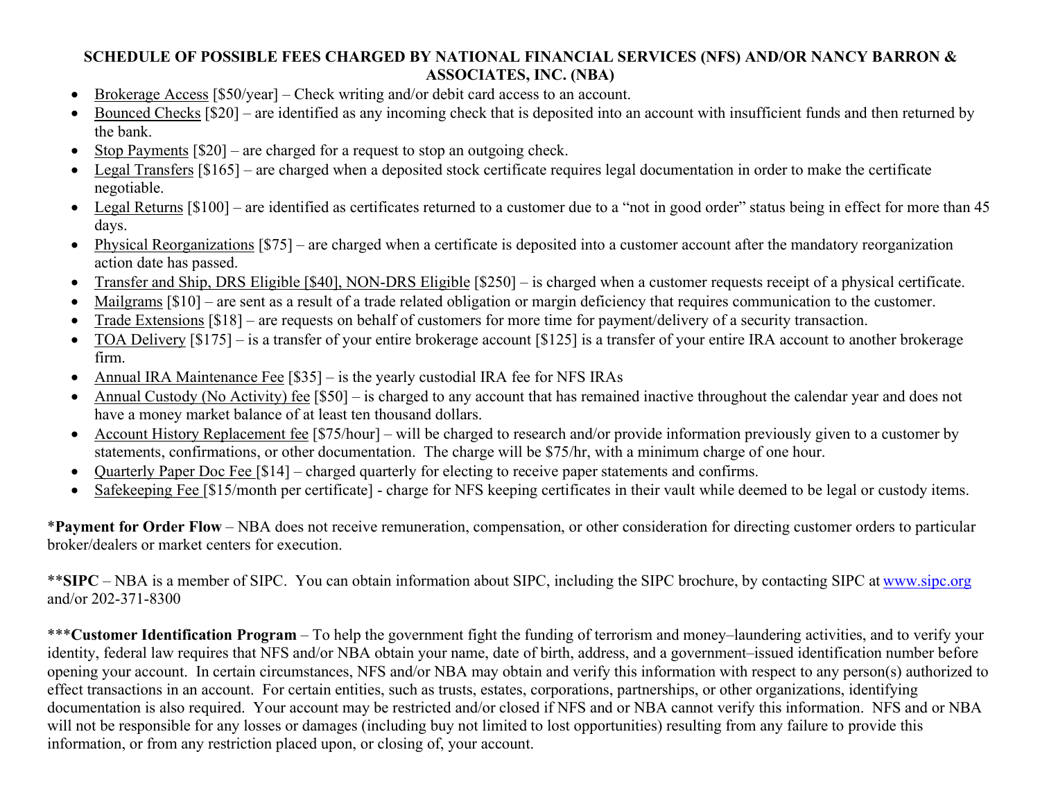**SCHEDULE OF POSSIBLE FEES CHARGED BY NATIONAL FINANCIAL SERVICES (NFS) AND/OR NANCY BARRON & ASSOCIATES, INC. (NBA)**

- Brokerage Access [$50/year] – Check writing and/or debit card access to an account.
- Bounced Checks [$20] – are identified as any incoming check that is deposited into an account with insufficient funds and then returned by the bank.
- Stop Payments [$20] – are charged for a request to stop an outgoing check.
- Legal Transfers [$165] – are charged when a deposited stock certificate requires legal documentation in order to make the certificate negotiable.
- Legal Returns [$100] – are identified as certificates returned to a customer due to a "not in good order" status being in effect for more than 45 days.
- Physical Reorganizations [$75] – are charged when a certificate is deposited into a customer account after the mandatory reorganization action date has passed.
- Transfer and Ship, DRS Eligible [$40], NON-DRS Eligible [$250] – is charged when a customer requests receipt of a physical certificate.
- Mailgrams [$10] – are sent as a result of a trade related obligation or margin deficiency that requires communication to the customer.
- Trade Extensions [$18] – are requests on behalf of customers for more time for payment/delivery of a security transaction.
- TOA Delivery [$175] – is a transfer of your entire brokerage account [$125] is a transfer of your entire IRA account to another brokerage firm.
- Annual IRA Maintenance Fee [$35] – is the yearly custodial IRA fee for NFS IRAs
- Annual Custody (No Activity) fee [$50] – is charged to any account that has remained inactive throughout the calendar year and does not have a money market balance of at least ten thousand dollars.
- Account History Replacement fee [$75/hour] – will be charged to research and/or provide information previously given to a customer by statements, confirmations, or other documentation. The charge will be $75/hr, with a minimum charge of one hour.
- Quarterly Paper Doc Fee [$14] – charged quarterly for electing to receive paper statements and confirms.
- Safekeeping Fee [$15/month per certificate] - charge for NFS keeping certificates in their vault while deemed to be legal or custody items.

*__Payment for Order Flow__ – NBA does not receive remuneration, compensation, or other consideration for directing customer orders to particular broker/dealers or market centers for execution.

**__SIPC__ – NBA is a member of SIPC. You can obtain information about SIPC, including the SIPC brochure, by contacting SIPC at www.sipc.org and/or 202-371-8300

***__Customer Identification Program__ – To help the government fight the funding of terrorism and money–laundering activities, and to verify your identity, federal law requires that NFS and/or NBA obtain your name, date of birth, address, and a government–issued identification number before opening your account. In certain circumstances, NFS and/or NBA may obtain and verify this information with respect to any person(s) authorized to effect transactions in an account. For certain entities, such as trusts, estates, corporations, partnerships, or other organizations, identifying documentation is also required. Your account may be restricted and/or closed if NFS and or NBA cannot verify this information. NFS and or NBA will not be responsible for any losses or damages (including buy not limited to lost opportunities) resulting from any failure to provide this information, or from any restriction placed upon, or closing of, your account.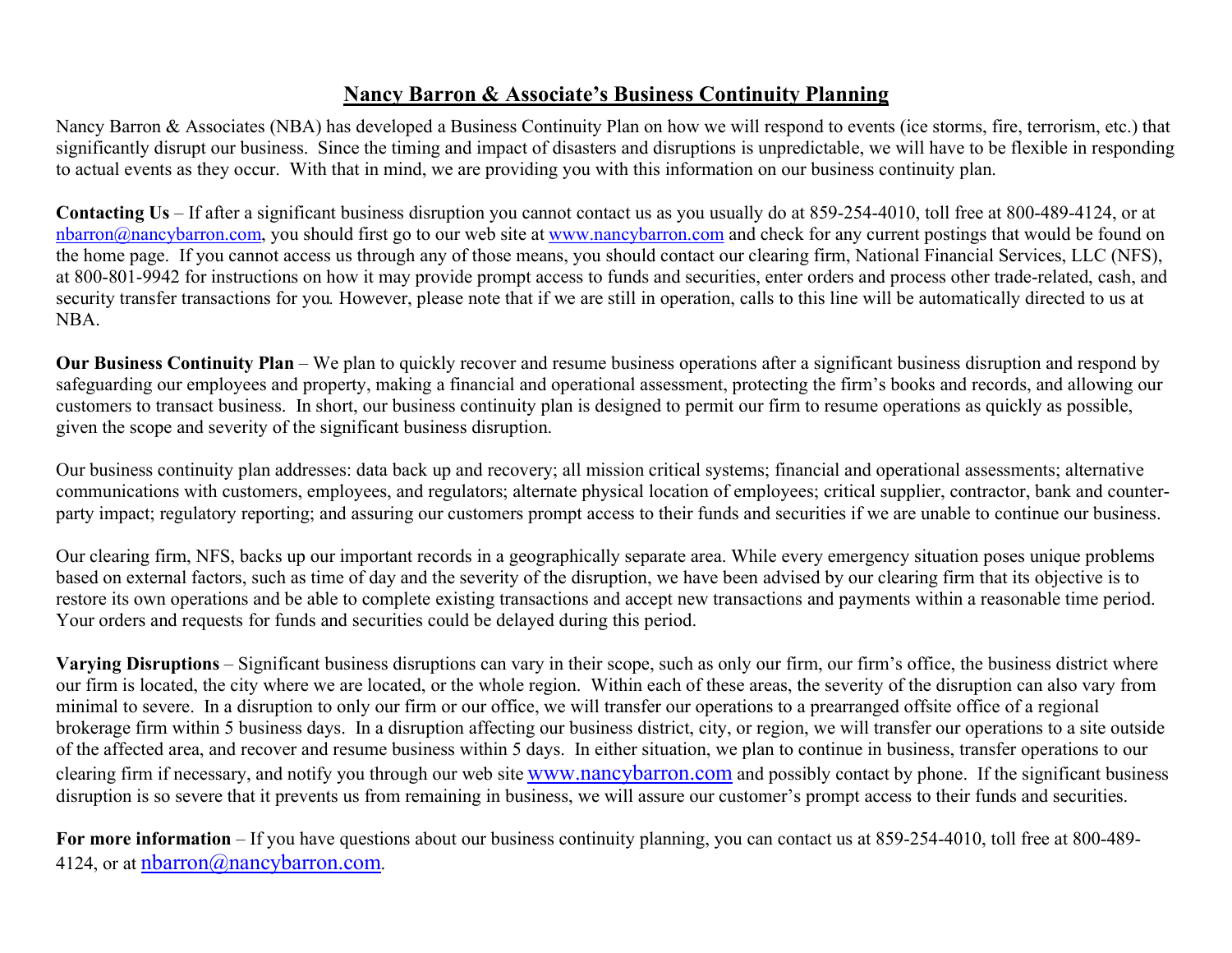# Nancy Barron & Associate's Business Continuity Planning

Nancy Barron & Associates (NBA) has developed a Business Continuity Plan on how we will respond to events (ice storms, fire, terrorism, etc.) that significantly disrupt our business. Since the timing and impact of disasters and disruptions is unpredictable, we will have to be flexible in responding to actual events as they occur. With that in mind, we are providing you with this information on our business continuity plan.

**Contacting Us** – If after a significant business disruption you cannot contact us as you usually do at 859-254-4010, toll free at 800-489-4124, or at nbarron@nancybarron.com, you should first go to our web site at www.nancybarron.com and check for any current postings that would be found on the home page. If you cannot access us through any of those means, you should contact our clearing firm, National Financial Services, LLC (NFS), at 800-801-9942 for instructions on how it may provide prompt access to funds and securities, enter orders and process other trade-related, cash, and security transfer transactions for you. However, please note that if we are still in operation, calls to this line will be automatically directed to us at NBA.

**Our Business Continuity Plan** – We plan to quickly recover and resume business operations after a significant business disruption and respond by safeguarding our employees and property, making a financial and operational assessment, protecting the firm's books and records, and allowing our customers to transact business. In short, our business continuity plan is designed to permit our firm to resume operations as quickly as possible, given the scope and severity of the significant business disruption.

Our business continuity plan addresses: data back up and recovery; all mission critical systems; financial and operational assessments; alternative communications with customers, employees, and regulators; alternate physical location of employees; critical supplier, contractor, bank and counter-party impact; regulatory reporting; and assuring our customers prompt access to their funds and securities if we are unable to continue our business.

Our clearing firm, NFS, backs up our important records in a geographically separate area. While every emergency situation poses unique problems based on external factors, such as time of day and the severity of the disruption, we have been advised by our clearing firm that its objective is to restore its own operations and be able to complete existing transactions and accept new transactions and payments within a reasonable time period. Your orders and requests for funds and securities could be delayed during this period.

**Varying Disruptions** – Significant business disruptions can vary in their scope, such as only our firm, our firm's office, the business district where our firm is located, the city where we are located, or the whole region. Within each of these areas, the severity of the disruption can also vary from minimal to severe. In a disruption to only our firm or our office, we will transfer our operations to a prearranged offsite office of a regional brokerage firm within 5 business days. In a disruption affecting our business district, city, or region, we will transfer our operations to a site outside of the affected area, and recover and resume business within 5 days. In either situation, we plan to continue in business, transfer operations to our clearing firm if necessary, and notify you through our web site www.nancybarron.com and possibly contact by phone. If the significant business disruption is so severe that it prevents us from remaining in business, we will assure our customer's prompt access to their funds and securities.

**For more information** – If you have questions about our business continuity planning, you can contact us at 859-254-4010, toll free at 800-489-4124, or at nbarron@nancybarron.com.